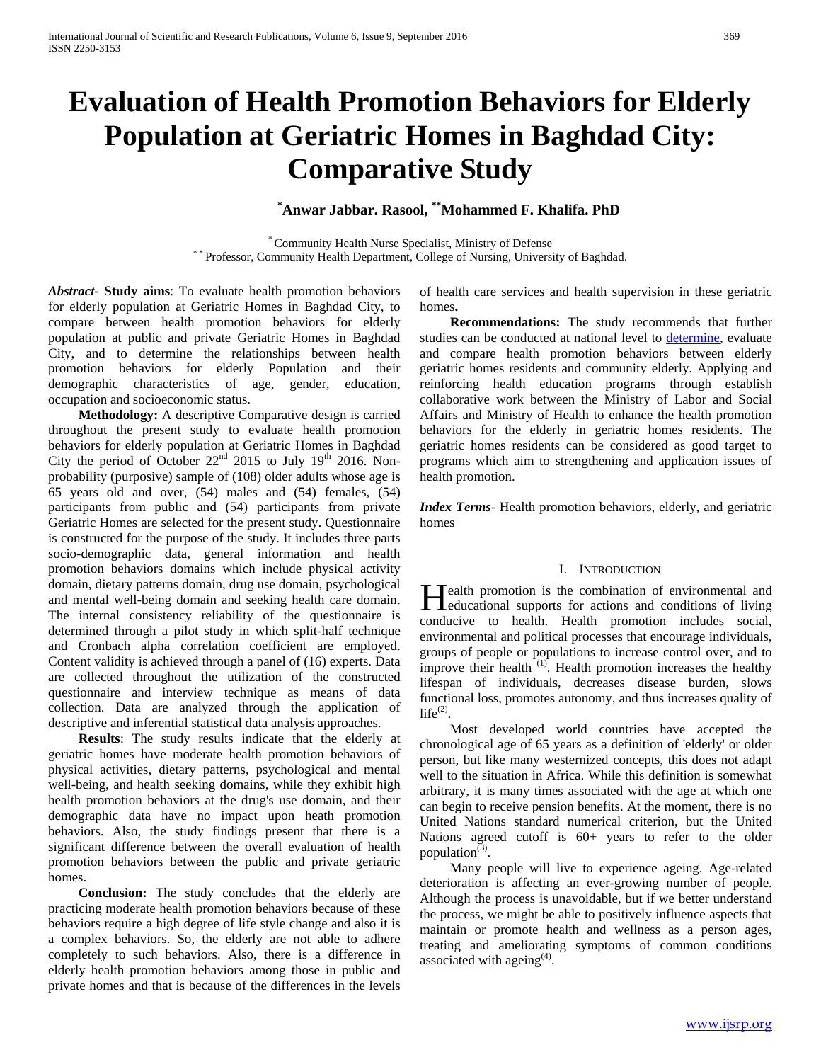# Evaluation of Health Promotion Behaviors for Elderly Population at Geriatric Homes in Baghdad City: Comparative Study

**[*]Anwar Jabbar. Rasool, [**]Mohammed F. Khalifa. PhD**

[*] Community Health Nurse Specialist, Ministry of Defense
[**] Professor, Community Health Department, College of Nursing, University of Baghdad.

***Abstract*- Study aims**: To evaluate health promotion behaviors for elderly population at Geriatric Homes in Baghdad City, to compare between health promotion behaviors for elderly population at public and private Geriatric Homes in Baghdad City, and to determine the relationships between health promotion behaviors for elderly Population and their demographic characteristics of age, gender, education, occupation and socioeconomic status.

**Methodology:** A descriptive Comparative design is carried throughout the present study to evaluate health promotion behaviors for elderly population at Geriatric Homes in Baghdad City the period of October 22[nd] 2015 to July 19[th] 2016. Non-probability (purposive) sample of (108) older adults whose age is 65 years old and over, (54) males and (54) females, (54) participants from public and (54) participants from private Geriatric Homes are selected for the present study. Questionnaire is constructed for the purpose of the study. It includes three parts socio-demographic data, general information and health promotion behaviors domains which include physical activity domain, dietary patterns domain, drug use domain, psychological and mental well-being domain and seeking health care domain. The internal consistency reliability of the questionnaire is determined through a pilot study in which split-half technique and Cronbach alpha correlation coefficient are employed. Content validity is achieved through a panel of (16) experts. Data are collected throughout the utilization of the constructed questionnaire and interview technique as means of data collection. Data are analyzed through the application of descriptive and inferential statistical data analysis approaches.

**Results**: The study results indicate that the elderly at geriatric homes have moderate health promotion behaviors of physical activities, dietary patterns, psychological and mental well-being, and health seeking domains, while they exhibit high health promotion behaviors at the drug's use domain, and their demographic data have no impact upon heath promotion behaviors. Also, the study findings present that there is a significant difference between the overall evaluation of health promotion behaviors between the public and private geriatric homes.

**Conclusion:** The study concludes that the elderly are practicing moderate health promotion behaviors because of these behaviors require a high degree of life style change and also it is a complex behaviors. So, the elderly are not able to adhere completely to such behaviors. Also, there is a difference in elderly health promotion behaviors among those in public and private homes and that is because of the differences in the levels of health care services and health supervision in these geriatric homes**.**

**Recommendations:** The study recommends that further studies can be conducted at national level to determine, evaluate and compare health promotion behaviors between elderly geriatric homes residents and community elderly. Applying and reinforcing health education programs through establish collaborative work between the Ministry of Labor and Social Affairs and Ministry of Health to enhance the health promotion behaviors for the elderly in geriatric homes residents. The geriatric homes residents can be considered as good target to programs which aim to strengthening and application issues of health promotion.

***Index Terms*-** Health promotion behaviors, elderly, and geriatric homes

## I. Introduction

Health promotion is the combination of environmental and educational supports for actions and conditions of living conducive to health. Health promotion includes social, environmental and political processes that encourage individuals, groups of people or populations to increase control over, and to improve their health [(1)]. Health promotion increases the healthy lifespan of individuals, decreases disease burden, slows functional loss, promotes autonomy, and thus increases quality of life[(2)].

Most developed world countries have accepted the chronological age of 65 years as a definition of 'elderly' or older person, but like many westernized concepts, this does not adapt well to the situation in Africa. While this definition is somewhat arbitrary, it is many times associated with the age at which one can begin to receive pension benefits. At the moment, there is no United Nations standard numerical criterion, but the United Nations agreed cutoff is 60+ years to refer to the older population[(3)].

Many people will live to experience ageing. Age-related deterioration is affecting an ever-growing number of people. Although the process is unavoidable, but if we better understand the process, we might be able to positively influence aspects that maintain or promote health and wellness as a person ages, treating and ameliorating symptoms of common conditions associated with ageing[(4)].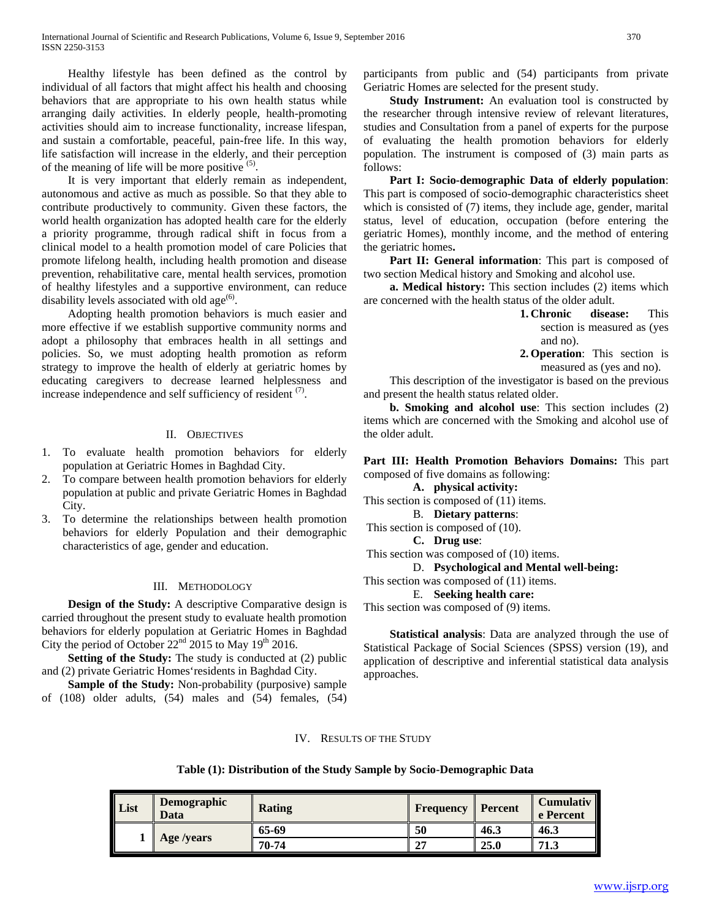Healthy lifestyle has been defined as the control by individual of all factors that might affect his health and choosing behaviors that are appropriate to his own health status while arranging daily activities. In elderly people, health-promoting activities should aim to increase functionality, increase lifespan, and sustain a comfortable, peaceful, pain-free life. In this way, life satisfaction will increase in the elderly, and their perception of the meaning of life will be more positive [5].

It is very important that elderly remain as independent, autonomous and active as much as possible. So that they able to contribute productively to community. Given these factors, the world health organization has adopted health care for the elderly a priority programme, through radical shift in focus from a clinical model to a health promotion model of care Policies that promote lifelong health, including health promotion and disease prevention, rehabilitative care, mental health services, promotion of healthy lifestyles and a supportive environment, can reduce disability levels associated with old age[6].

Adopting health promotion behaviors is much easier and more effective if we establish supportive community norms and adopt a philosophy that embraces health in all settings and policies. So, we must adopting health promotion as reform strategy to improve the health of elderly at geriatric homes by educating caregivers to decrease learned helplessness and increase independence and self sufficiency of resident [7].

## II. Objectives

1. To evaluate health promotion behaviors for elderly population at Geriatric Homes in Baghdad City.
2. To compare between health promotion behaviors for elderly population at public and private Geriatric Homes in Baghdad City.
3. To determine the relationships between health promotion behaviors for elderly Population and their demographic characteristics of age, gender and education.

## III. Methodology

**Design of the Study:** A descriptive Comparative design is carried throughout the present study to evaluate health promotion behaviors for elderly population at Geriatric Homes in Baghdad City the period of October 22nd 2015 to May 19th 2016.

**Setting of the Study:** The study is conducted at (2) public and (2) private Geriatric Homes'residents in Baghdad City.

**Sample of the Study:** Non-probability (purposive) sample of (108) older adults, (54) males and (54) females, (54) participants from public and (54) participants from private Geriatric Homes are selected for the present study.

**Study Instrument:** An evaluation tool is constructed by the researcher through intensive review of relevant literatures, studies and Consultation from a panel of experts for the purpose of evaluating the health promotion behaviors for elderly population. The instrument is composed of (3) main parts as follows:

**Part I: Socio-demographic Data of elderly population**: This part is composed of socio-demographic characteristics sheet which is consisted of (7) items, they include age, gender, marital status, level of education, occupation (before entering the geriatric Homes), monthly income, and the method of entering the geriatric homes**.**

**Part II: General information**: This part is composed of two section Medical history and Smoking and alcohol use.

**a. Medical history:** This section includes (2) items which are concerned with the health status of the older adult.

1. **Chronic disease:** This section is measured as (yes and no).
2. **Operation**: This section is measured as (yes and no).

This description of the investigator is based on the previous and present the health status related older.

**b. Smoking and alcohol use**: This section includes (2) items which are concerned with the Smoking and alcohol use of the older adult.

**Part III: Health Promotion Behaviors Domains:** This part composed of five domains as following:

**A. physical activity:**
This section is composed of (11) items.

B. **Dietary patterns**:
This section is composed of (10).

**C. Drug use**:
This section was composed of (10) items.

D. **Psychological and Mental well-being:**
This section was composed of (11) items.

E. **Seeking health care:**
This section was composed of (9) items.

**Statistical analysis**: Data are analyzed through the use of Statistical Package of Social Sciences (SPSS) version (19), and application of descriptive and inferential statistical data analysis approaches.

## IV. Results of the Study

**Table (1): Distribution of the Study Sample by Socio-Demographic Data**

| List | Demographic Data | Rating | Frequency | Percent | Cumulative Percent |
|---|---|---|---|---|---|
| 1 | Age /years | 65-69 | 50 | 46.3 | 46.3 |
| | | 70-74 | 27 | 25.0 | 71.3 |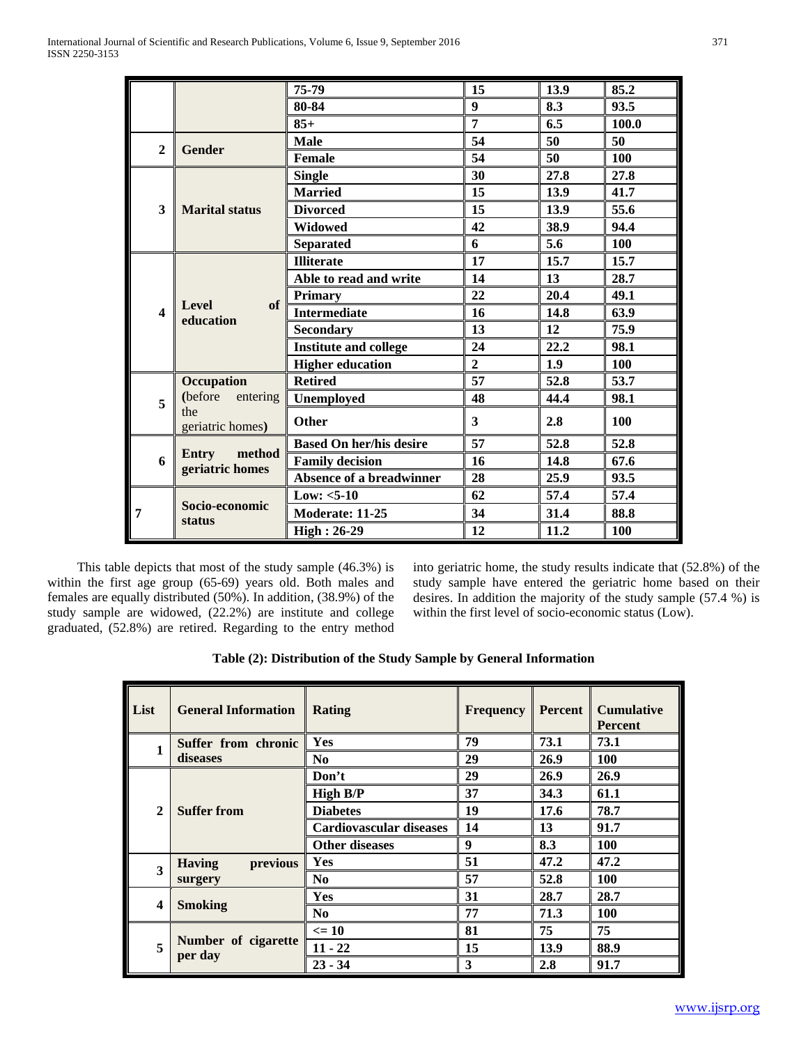| | | 75-79 | 15 | 13.9 | 85.2 |
|---|---|---|---|---|---|
| | | 80-84 | 9 | 8.3 | 93.5 |
| | | 85+ | 7 | 6.5 | 100.0 |
| 2 | Gender | Male | 54 | 50 | 50 |
| | | Female | 54 | 50 | 100 |
| 3 | Marital status | Single | 30 | 27.8 | 27.8 |
| | | Married | 15 | 13.9 | 41.7 |
| | | Divorced | 15 | 13.9 | 55.6 |
| | | Widowed | 42 | 38.9 | 94.4 |
| | | Separated | 6 | 5.6 | 100 |
| 4 | Level of education | Illiterate | 17 | 15.7 | 15.7 |
| | | Able to read and write | 14 | 13 | 28.7 |
| | | Primary | 22 | 20.4 | 49.1 |
| | | Intermediate | 16 | 14.8 | 63.9 |
| | | Secondary | 13 | 12 | 75.9 |
| | | Institute and college | 24 | 22.2 | 98.1 |
| | | Higher education | 2 | 1.9 | 100 |
| 5 | Occupation (before entering the geriatric homes) | Retired | 57 | 52.8 | 53.7 |
| | | Unemployed | 48 | 44.4 | 98.1 |
| | | Other | 3 | 2.8 | 100 |
| 6 | Entry method geriatric homes | Based On her/his desire | 57 | 52.8 | 52.8 |
| | | Family decision | 16 | 14.8 | 67.6 |
| | | Absence of a breadwinner | 28 | 25.9 | 93.5 |
| 7 | Socio-economic status | Low: <5-10 | 62 | 57.4 | 57.4 |
| | | Moderate: 11-25 | 34 | 31.4 | 88.8 |
| | | High : 26-29 | 12 | 11.2 | 100 |

This table depicts that most of the study sample (46.3%) is within the first age group (65-69) years old. Both males and females are equally distributed (50%). In addition, (38.9%) of the study sample are widowed, (22.2%) are institute and college graduated, (52.8%) are retired. Regarding to the entry method into geriatric home, the study results indicate that (52.8%) of the study sample have entered the geriatric home based on their desires. In addition the majority of the study sample (57.4 %) is within the first level of socio-economic status (Low).

**Table (2): Distribution of the Study Sample by General Information**

| List | General Information | Rating | Frequency | Percent | Cumulative Percent |
|---|---|---|---|---|---|
| 1 | Suffer from chronic diseases | Yes | 79 | 73.1 | 73.1 |
| | | No | 29 | 26.9 | 100 |
| 2 | Suffer from | Don't | 29 | 26.9 | 26.9 |
| | | High B/P | 37 | 34.3 | 61.1 |
| | | Diabetes | 19 | 17.6 | 78.7 |
| | | Cardiovascular diseases | 14 | 13 | 91.7 |
| | | Other diseases | 9 | 8.3 | 100 |
| 3 | Having previous surgery | Yes | 51 | 47.2 | 47.2 |
| | | No | 57 | 52.8 | 100 |
| 4 | Smoking | Yes | 31 | 28.7 | 28.7 |
| | | No | 77 | 71.3 | 100 |
| 5 | Number of cigarette per day | <= 10 | 81 | 75 | 75 |
| | | 11 - 22 | 15 | 13.9 | 88.9 |
| | | 23 - 34 | 3 | 2.8 | 91.7 |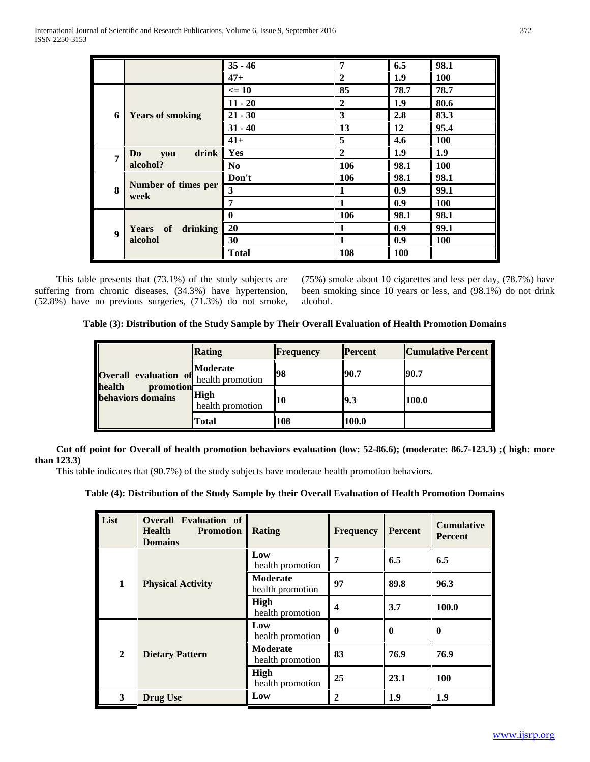| | | 35 - 46 | 7 | 6.5 | 98.1 |
|---|---|---|---|---|---|
| | | 47+ | 2 | 1.9 | 100 |
| 6 | Years of smoking | <= 10 | 85 | 78.7 | 78.7 |
| | | 11 - 20 | 2 | 1.9 | 80.6 |
| | | 21 - 30 | 3 | 2.8 | 83.3 |
| | | 31 - 40 | 13 | 12 | 95.4 |
| | | 41+ | 5 | 4.6 | 100 |
| 7 | Do you drink alcohol? | Yes | 2 | 1.9 | 1.9 |
| | | No | 106 | 98.1 | 100 |
| 8 | Number of times per week | Don't | 106 | 98.1 | 98.1 |
| | | 3 | 1 | 0.9 | 99.1 |
| | | 7 | 1 | 0.9 | 100 |
| 9 | Years of drinking alcohol | 0 | 106 | 98.1 | 98.1 |
| | | 20 | 1 | 0.9 | 99.1 |
| | | 30 | 1 | 0.9 | 100 |
| | | Total | 108 | 100 | |

This table presents that (73.1%) of the study subjects are suffering from chronic diseases, (34.3%) have hypertension, (52.8%) have no previous surgeries, (71.3%) do not smoke, (75%) smoke about 10 cigarettes and less per day, (78.7%) have been smoking since 10 years or less, and (98.1%) do not drink alcohol.

**Table (3): Distribution of the Study Sample by Their Overall Evaluation of Health Promotion Domains**

| | Rating | Frequency | Percent | Cumulative Percent |
|---|---|---|---|---|
| Overall evaluation of health promotion behaviors domains | **Moderate** health promotion | 98 | 90.7 | 90.7 |
| | **High** health promotion | 10 | 9.3 | 100.0 |
| | Total | 108 | 100.0 | |

**Cut off point for Overall of health promotion behaviors evaluation (low: 52-86.6); (moderate: 86.7-123.3) ;( high: more than 123.3)**

This table indicates that (90.7%) of the study subjects have moderate health promotion behaviors.

**Table (4): Distribution of the Study Sample by their Overall Evaluation of Health Promotion Domains**

| List | Overall Evaluation of Health Promotion Domains | Rating | Frequency | Percent | Cumulative Percent |
|---|---|---|---|---|---|
| 1 | Physical Activity | **Low** health promotion | 7 | 6.5 | 6.5 |
| | | **Moderate** health promotion | 97 | 89.8 | 96.3 |
| | | **High** health promotion | 4 | 3.7 | 100.0 |
| 2 | Dietary Pattern | **Low** health promotion | 0 | 0 | 0 |
| | | **Moderate** health promotion | 83 | 76.9 | 76.9 |
| | | **High** health promotion | 25 | 23.1 | 100 |
| 3 | Drug Use | **Low** | 2 | 1.9 | 1.9 |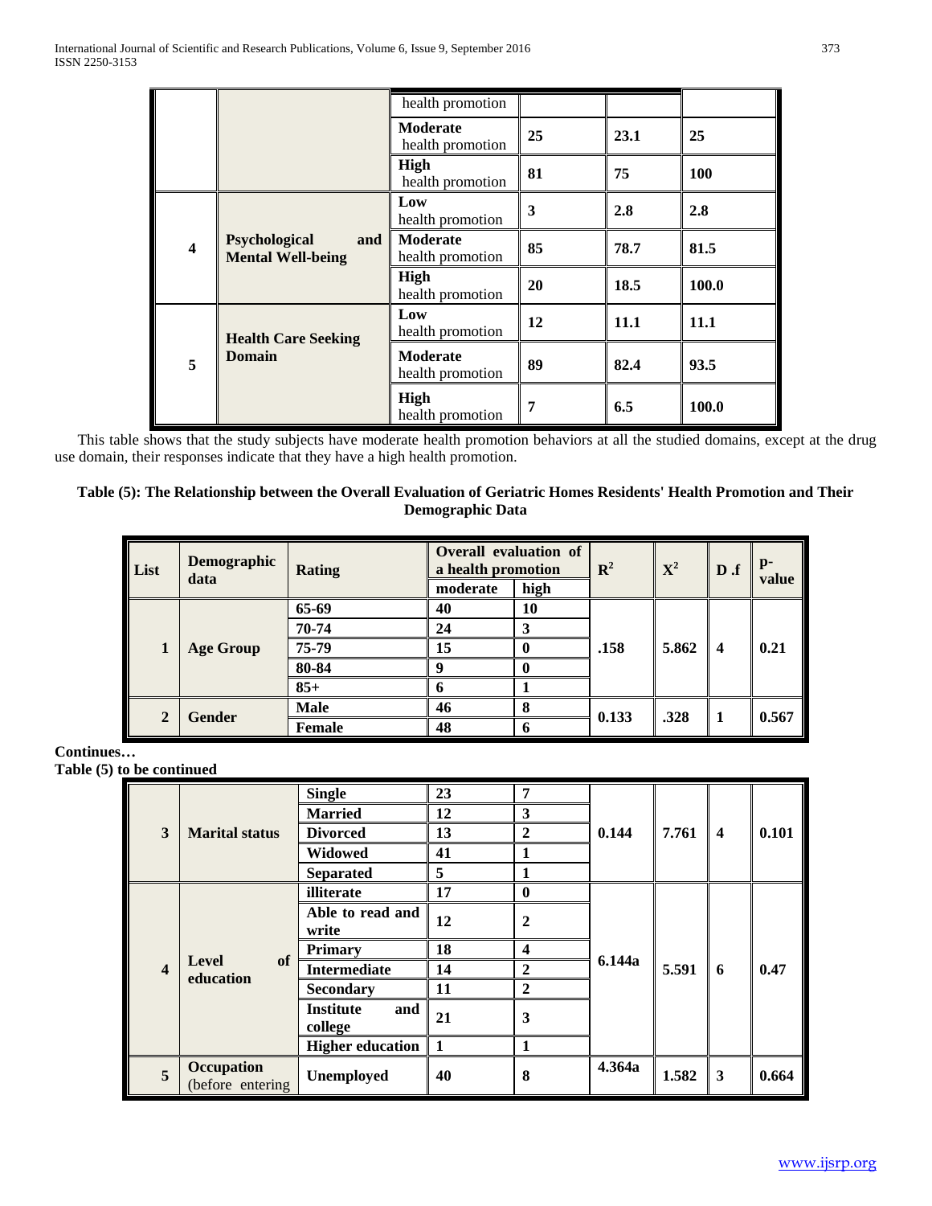| | | | | | |
|---|---|---|---|---|---|
| | | health promotion | | | |
| | | **Moderate** health promotion | **25** | **23.1** | **25** |
| | | **High** health promotion | **81** | **75** | **100** |
| **4** | **Psychological and Mental Well-being** | **Low** health promotion | **3** | **2.8** | **2.8** |
| | | **Moderate** health promotion | **85** | **78.7** | **81.5** |
| | | **High** health promotion | **20** | **18.5** | **100.0** |
| **5** | **Health Care Seeking Domain** | **Low** health promotion | **12** | **11.1** | **11.1** |
| | | **Moderate** health promotion | **89** | **82.4** | **93.5** |
| | | **High** health promotion | **7** | **6.5** | **100.0** |

This table shows that the study subjects have moderate health promotion behaviors at all the studied domains, except at the drug use domain, their responses indicate that they have a high health promotion.

**Table (5): The Relationship between the Overall Evaluation of Geriatric Homes Residents' Health Promotion and Their Demographic Data**

| List | Demographic data | Rating | Overall evaluation of a health promotion | | $R^2$ | $X^2$ | D .f | p-value |
|---|---|---|---|---|---|---|---|---|
| | | | moderate | high | | | | |
| **1** | **Age Group** | **65-69** | **40** | **10** | **.158** | **5.862** | **4** | **0.21** |
| | | **70-74** | **24** | **3** | | | | |
| | | **75-79** | **15** | **0** | | | | |
| | | **80-84** | **9** | **0** | | | | |
| | | **85+** | **6** | **1** | | | | |
| **2** | **Gender** | **Male** | **46** | **8** | **0.133** | **.328** | **1** | **0.567** |
| | | **Female** | **48** | **6** | | | | |
| **3** | **Marital status** | **Single** | **23** | **7** | **0.144** | **7.761** | **4** | **0.101** |
| | | **Married** | **12** | **3** | | | | |
| | | **Divorced** | **13** | **2** | | | | |
| | | **Widowed** | **41** | **1** | | | | |
| | | **Separated** | **5** | **1** | | | | |
| **4** | **Level of education** | **illiterate** | **17** | **0** | **6.144a** | **5.591** | **6** | **0.47** |
| | | **Able to read and write** | **12** | **2** | | | | |
| | | **Primary** | **18** | **4** | | | | |
| | | **Intermediate** | **14** | **2** | | | | |
| | | **Secondary** | **11** | **2** | | | | |
| | | **Institute and college** | **21** | **3** | | | | |
| | | **Higher education** | **1** | **1** | | | | |
| **5** | **Occupation** (before entering | **Unemployed** | **40** | **8** | **4.364a** | **1.582** | **3** | **0.664** |

**Continues…**
**Table (5) to be continued**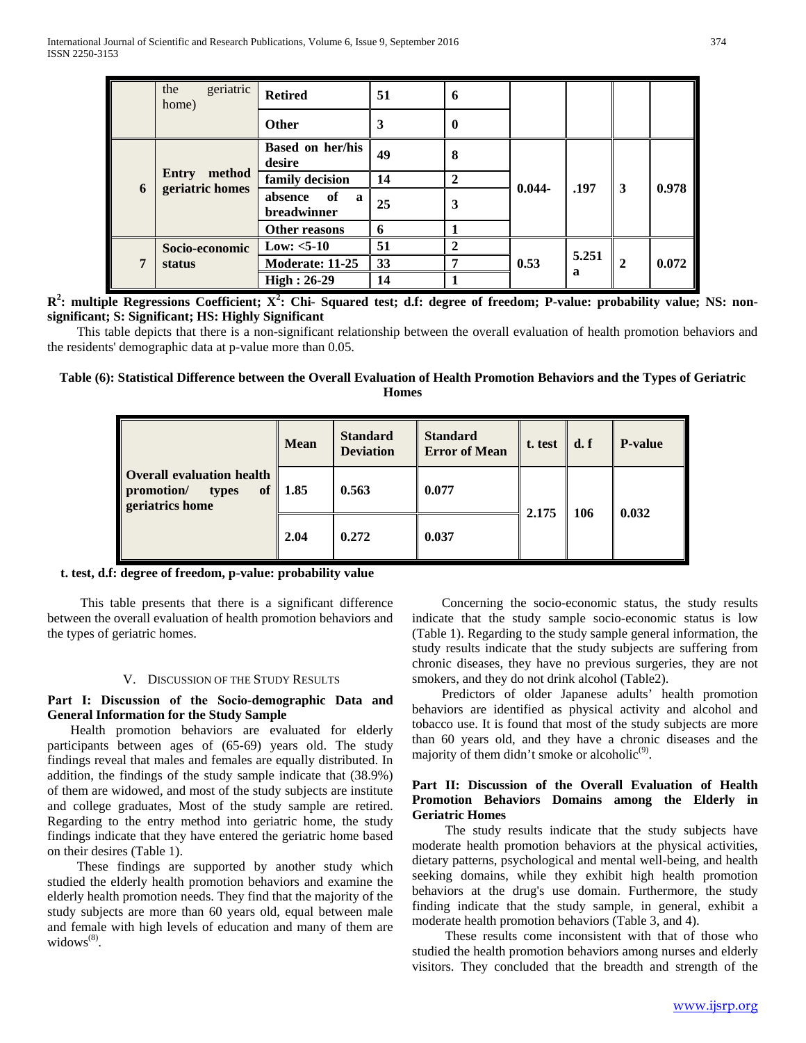| | the geriatric home) | Retired | 51 | 6 | | | | |
|---|---|---|---|---|---|---|---|---|
| | | Other | 3 | 0 | | | | |
| 6 | Entry method geriatric homes | Based on her/his desire | 49 | 8 | 0.044- | .197 | 3 | 0.978 |
| | | family decision | 14 | 2 | | | | |
| | | absence of a breadwinner | 25 | 3 | | | | |
| | | Other reasons | 6 | 1 | | | | |
| 7 | Socio-economic status | Low: <5-10 | 51 | 2 | 0.53 | 5.251 a | 2 | 0.072 |
| | | Moderate: 11-25 | 33 | 7 | | | | |
| | | High : 26-29 | 14 | 1 | | | | |

**$R^2$: multiple Regressions Coefficient; $X^2$: Chi- Squared test; d.f: degree of freedom; P-value: probability value; NS: non-significant; S: Significant; HS: Highly Significant**

This table depicts that there is a non-significant relationship between the overall evaluation of health promotion behaviors and the residents' demographic data at p-value more than 0.05.

**Table (6): Statistical Difference between the Overall Evaluation of Health Promotion Behaviors and the Types of Geriatric Homes**

| | Mean | Standard Deviation | Standard Error of Mean | t. test | d. f | P-value |
|---|---|---|---|---|---|---|
| Overall evaluation health promotion/ types of geriatrics home | 1.85 | 0.563 | 0.077 | 2.175 | 106 | 0.032 |
| | 2.04 | 0.272 | 0.037 | | | |

**t. test, d.f: degree of freedom, p-value: probability value**

This table presents that there is a significant difference between the overall evaluation of health promotion behaviors and the types of geriatric homes.

## V. Discussion of the Study Results

### Part I: Discussion of the Socio-demographic Data and General Information for the Study Sample

Health promotion behaviors are evaluated for elderly participants between ages of (65-69) years old. The study findings reveal that males and females are equally distributed. In addition, the findings of the study sample indicate that (38.9%) of them are widowed, and most of the study subjects are institute and college graduates, Most of the study sample are retired. Regarding to the entry method into geriatric home, the study findings indicate that they have entered the geriatric home based on their desires (Table 1).

These findings are supported by another study which studied the elderly health promotion behaviors and examine the elderly health promotion needs. They find that the majority of the study subjects are more than 60 years old, equal between male and female with high levels of education and many of them are widows[(8)].

Concerning the socio-economic status, the study results indicate that the study sample socio-economic status is low (Table 1). Regarding to the study sample general information, the study results indicate that the study subjects are suffering from chronic diseases, they have no previous surgeries, they are not smokers, and they do not drink alcohol (Table2).

Predictors of older Japanese adults' health promotion behaviors are identified as physical activity and alcohol and tobacco use. It is found that most of the study subjects are more than 60 years old, and they have a chronic diseases and the majority of them didn't smoke or alcoholic[(9)].

### Part II: Discussion of the Overall Evaluation of Health Promotion Behaviors Domains among the Elderly in Geriatric Homes

The study results indicate that the study subjects have moderate health promotion behaviors at the physical activities, dietary patterns, psychological and mental well-being, and health seeking domains, while they exhibit high health promotion behaviors at the drug's use domain. Furthermore, the study finding indicate that the study sample, in general, exhibit a moderate health promotion behaviors (Table 3, and 4).

These results come inconsistent with that of those who studied the health promotion behaviors among nurses and elderly visitors. They concluded that the breadth and strength of the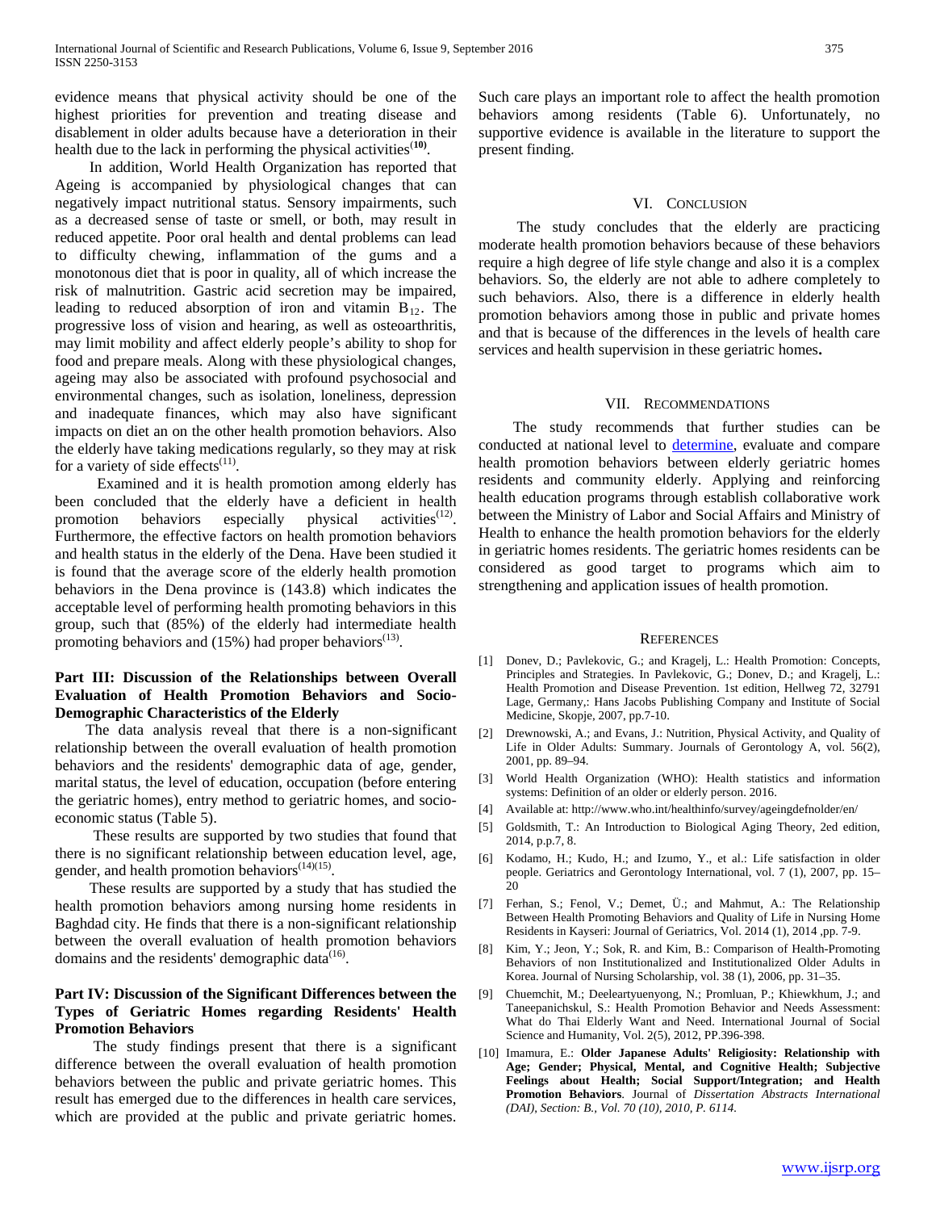evidence means that physical activity should be one of the highest priorities for prevention and treating disease and disablement in older adults because have a deterioration in their health due to the lack in performing the physical activities[**10**].

In addition, World Health Organization has reported that Ageing is accompanied by physiological changes that can negatively impact nutritional status. Sensory impairments, such as a decreased sense of taste or smell, or both, may result in reduced appetite. Poor oral health and dental problems can lead to difficulty chewing, inflammation of the gums and a monotonous diet that is poor in quality, all of which increase the risk of malnutrition. Gastric acid secretion may be impaired, leading to reduced absorption of iron and vitamin $B_{12}$. The progressive loss of vision and hearing, as well as osteoarthritis, may limit mobility and affect elderly people's ability to shop for food and prepare meals. Along with these physiological changes, ageing may also be associated with profound psychosocial and environmental changes, such as isolation, loneliness, depression and inadequate finances, which may also have significant impacts on diet an on the other health promotion behaviors. Also the elderly have taking medications regularly, so they may at risk for a variety of side effects[11].

Examined and it is health promotion among elderly has been concluded that the elderly have a deficient in health promotion behaviors especially physical activities[12]. Furthermore, the effective factors on health promotion behaviors and health status in the elderly of the Dena. Have been studied it is found that the average score of the elderly health promotion behaviors in the Dena province is (143.8) which indicates the acceptable level of performing health promoting behaviors in this group, such that (85%) of the elderly had intermediate health promoting behaviors and (15%) had proper behaviors[13].

**Part III: Discussion of the Relationships between Overall Evaluation of Health Promotion Behaviors and Socio-Demographic Characteristics of the Elderly**

The data analysis reveal that there is a non-significant relationship between the overall evaluation of health promotion behaviors and the residents' demographic data of age, gender, marital status, the level of education, occupation (before entering the geriatric homes), entry method to geriatric homes, and socio-economic status (Table 5).

These results are supported by two studies that found that there is no significant relationship between education level, age, gender, and health promotion behaviors[14][15].

These results are supported by a study that has studied the health promotion behaviors among nursing home residents in Baghdad city. He finds that there is a non-significant relationship between the overall evaluation of health promotion behaviors domains and the residents' demographic data[16].

**Part IV: Discussion of the Significant Differences between the Types of Geriatric Homes regarding Residents' Health Promotion Behaviors**

The study findings present that there is a significant difference between the overall evaluation of health promotion behaviors between the public and private geriatric homes. This result has emerged due to the differences in health care services, which are provided at the public and private geriatric homes. Such care plays an important role to affect the health promotion behaviors among residents (Table 6). Unfortunately, no supportive evidence is available in the literature to support the present finding.

## VI. Conclusion

The study concludes that the elderly are practicing moderate health promotion behaviors because of these behaviors require a high degree of life style change and also it is a complex behaviors. So, the elderly are not able to adhere completely to such behaviors. Also, there is a difference in elderly health promotion behaviors among those in public and private homes and that is because of the differences in the levels of health care services and health supervision in these geriatric homes**.**

## VII. Recommendations

The study recommends that further studies can be conducted at national level to determine, evaluate and compare health promotion behaviors between elderly geriatric homes residents and community elderly. Applying and reinforcing health education programs through establish collaborative work between the Ministry of Labor and Social Affairs and Ministry of Health to enhance the health promotion behaviors for the elderly in geriatric homes residents. The geriatric homes residents can be considered as good target to programs which aim to strengthening and application issues of health promotion.

## References

[1] Donev, D.; Pavlekovic, G.; and Kragelj, L.: Health Promotion: Concepts, Principles and Strategies. In Pavlekovic, G.; Donev, D.; and Kragelj, L.: Health Promotion and Disease Prevention. 1st edition, Hellweg 72, 32791 Lage, Germany,: Hans Jacobs Publishing Company and Institute of Social Medicine, Skopje, 2007, pp.7-10.

[2] Drewnowski, A.; and Evans, J.: Nutrition, Physical Activity, and Quality of Life in Older Adults: Summary. Journals of Gerontology A, vol. 56(2), 2001, pp. 89–94.

[3] World Health Organization (WHO): Health statistics and information systems: Definition of an older or elderly person. 2016.

[4] Available at: http://www.who.int/healthinfo/survey/ageingdefnolder/en/

[5] Goldsmith, T.: An Introduction to Biological Aging Theory, 2ed edition, 2014, p.p.7, 8.

[6] Kodamo, H.; Kudo, H.; and Izumo, Y., et al.: Life satisfaction in older people. Geriatrics and Gerontology International, vol. 7 (1), 2007, pp. 15–20

[7] Ferhan, S.; Fenol, V.; Demet, Ü.; and Mahmut, A.: The Relationship Between Health Promoting Behaviors and Quality of Life in Nursing Home Residents in Kayseri: Journal of Geriatrics, Vol. 2014 (1), 2014 ,pp. 7-9.

[8] Kim, Y.; Jeon, Y.; Sok, R. and Kim, B.: Comparison of Health-Promoting Behaviors of non Institutionalized and Institutionalized Older Adults in Korea. Journal of Nursing Scholarship, vol. 38 (1), 2006, pp. 31–35.

[9] Chuemchit, M.; Deeleartyuenyong, N.; Promluan, P.; Khiewkhum, J.; and Taneepanichskul, S.: Health Promotion Behavior and Needs Assessment: What do Thai Elderly Want and Need. International Journal of Social Science and Humanity, Vol. 2(5), 2012, PP.396-398.

[10] Imamura, E.: **Older Japanese Adults' Religiosity: Relationship with Age; Gender; Physical, Mental, and Cognitive Health; Subjective Feelings about Health; Social Support/Integration; and Health Promotion Behaviors**. Journal of *Dissertation Abstracts International (DAI), Section: B., Vol. 70 (10), 2010, P. 6114.*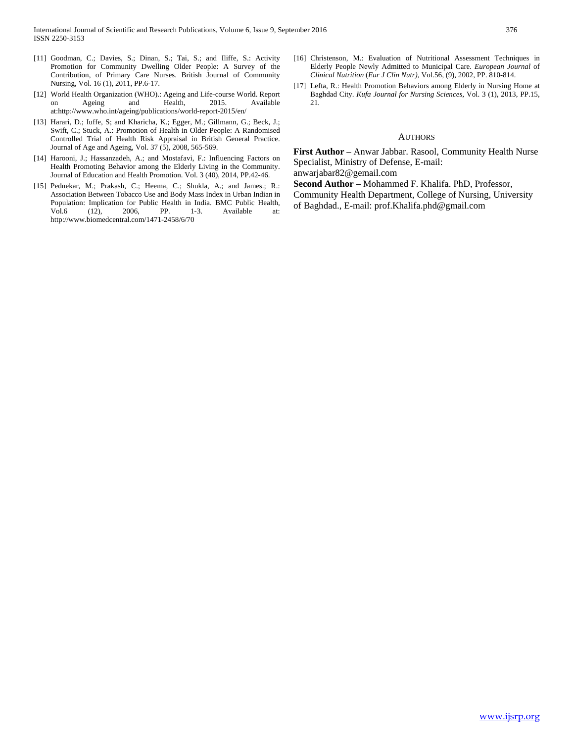[11] Goodman, C.; Davies, S.; Dinan, S.; Tai, S.; and Iliffe, S.: Activity Promotion for Community Dwelling Older People: A Survey of the Contribution, of Primary Care Nurses. British Journal of Community Nursing, Vol. 16 (1), 2011, PP.6-17.

[12] World Health Organization (WHO).: Ageing and Life-course World. Report on Ageing and Health, 2015. Available at:http://www.who.int/ageing/publications/world-report-2015/en/

[13] Harari, D.; Iuffe, S; and Kharicha, K.; Egger, M.; Gillmann, G.; Beck, J.; Swift, C.; Stuck, A.: Promotion of Health in Older People: A Randomised Controlled Trial of Health Risk Appraisal in British General Practice. Journal of Age and Ageing, Vol. 37 (5), 2008, 565-569.

[14] Harooni, J.; Hassanzadeh, A.; and Mostafavi, F.: Influencing Factors on Health Promoting Behavior among the Elderly Living in the Community. Journal of Education and Health Promotion. Vol. 3 (40), 2014, PP.42-46.

[15] Pednekar, M.; Prakash, C.; Heema, C.; Shukla, A.; and James.; R.: Association Between Tobacco Use and Body Mass Index in Urban Indian in Population: Implication for Public Health in India. BMC Public Health, Vol.6 (12), 2006, PP. 1-3. Available at: http://www.biomedcentral.com/1471-2458/6/70

[16] Christenson, M.: Evaluation of Nutritional Assessment Techniques in Elderly People Newly Admitted to Municipal Care. *European Journal* of *Clinical Nutrition* (*Eur J Clin Nutr)*, Vol.56, (9), 2002, PP. 810-814.

[17] Lefta, R.: Health Promotion Behaviors among Elderly in Nursing Home at Baghdad City. *Kufa Journal for Nursing Sciences*, Vol. 3 (1), 2013, PP.15, 21.

## Authors

**First Author** – Anwar Jabbar. Rasool, Community Health Nurse Specialist, Ministry of Defense, E-mail: anwarjabar82@gemail.com

**Second Author** – Mohammed F. Khalifa. PhD, Professor, Community Health Department, College of Nursing, University of Baghdad., E-mail: prof.Khalifa.phd@gmail.com